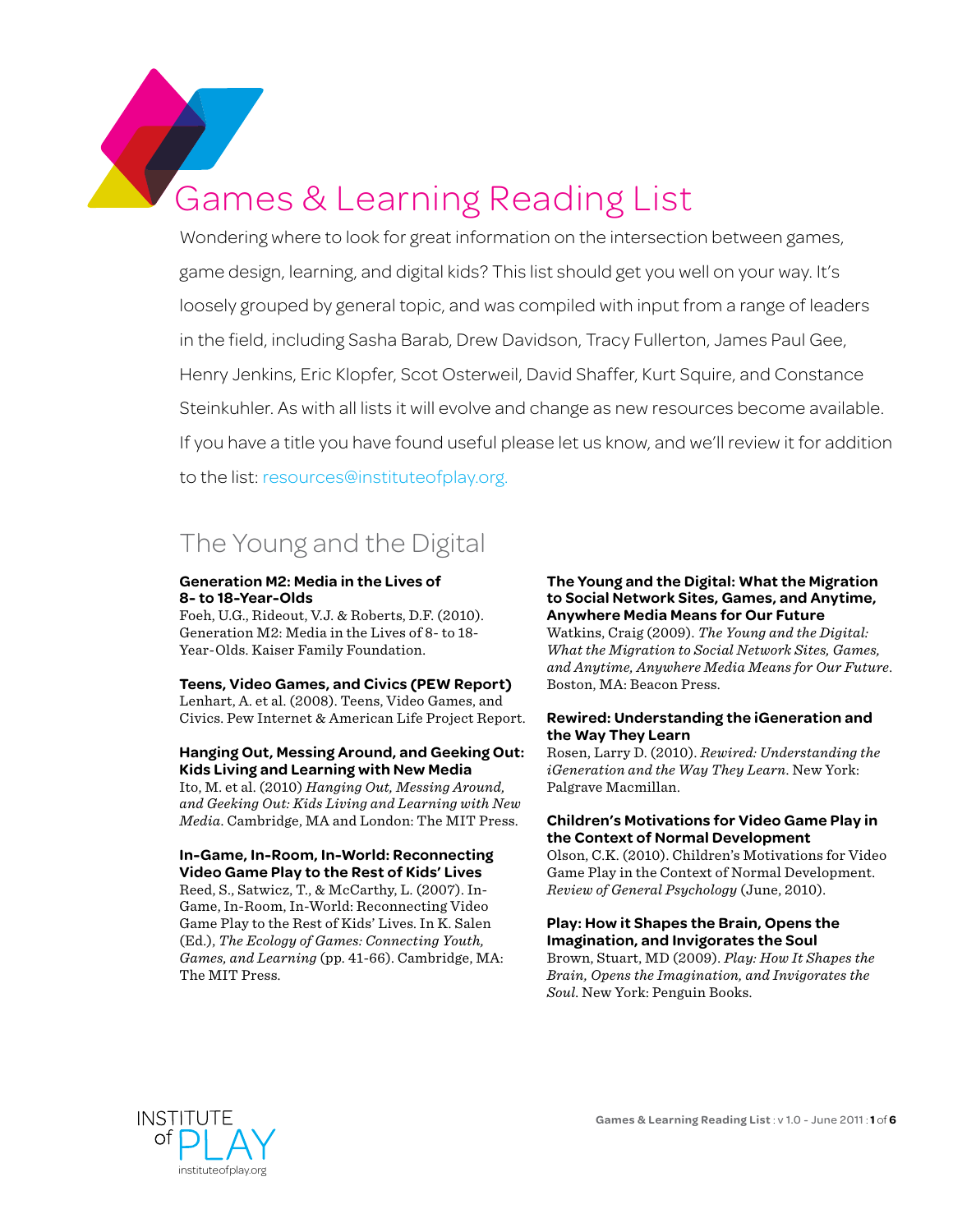# Games & Learning Reading List

Wondering where to look for great information on the intersection between games, game design, learning, and digital kids? This list should get you well on your way. It's loosely grouped by general topic, and was compiled with input from a range of leaders in the field, including Sasha Barab, Drew Davidson, Tracy Fullerton, James Paul Gee, Henry Jenkins, Eric Klopfer, Scot Osterweil, David Shaffer, Kurt Squire, and Constance Steinkuhler. As with all lists it will evolve and change as new resources become available. If you have a title you have found useful please let us know, and we'll review it for addition to the list: resources@instituteofplay.org.

## The Young and the Digital

**Generation M2: Media in the Lives of 8- to 18-Year-Olds**
Foeh, U.G., Rideout, V.J. & Roberts, D.F. (2010). Generation M2: Media in the Lives of 8- to 18-Year-Olds. Kaiser Family Foundation.

**Teens, Video Games, and Civics (PEW Report)**
Lenhart, A. et al. (2008). Teens, Video Games, and Civics. Pew Internet & American Life Project Report.

**Hanging Out, Messing Around, and Geeking Out: Kids Living and Learning with New Media**
Ito, M. et al. (2010) *Hanging Out, Messing Around, and Geeking Out: Kids Living and Learning with New Media*. Cambridge, MA and London: The MIT Press.

**In-Game, In-Room, In-World: Reconnecting Video Game Play to the Rest of Kids' Lives**
Reed, S., Satwicz, T., & McCarthy, L. (2007). In-Game, In-Room, In-World: Reconnecting Video Game Play to the Rest of Kids' Lives. In K. Salen (Ed.), *The Ecology of Games: Connecting Youth, Games, and Learning* (pp. 41-66). Cambridge, MA: The MIT Press.

**The Young and the Digital: What the Migration to Social Network Sites, Games, and Anytime, Anywhere Media Means for Our Future**
Watkins, Craig (2009). *The Young and the Digital: What the Migration to Social Network Sites, Games, and Anytime, Anywhere Media Means for Our Future*. Boston, MA: Beacon Press.

**Rewired: Understanding the iGeneration and the Way They Learn**
Rosen, Larry D. (2010). *Rewired: Understanding the iGeneration and the Way They Learn*. New York: Palgrave Macmillan.

**Children's Motivations for Video Game Play in the Context of Normal Development**
Olson, C.K. (2010). Children's Motivations for Video Game Play in the Context of Normal Development. *Review of General Psychology* (June, 2010).

**Play: How it Shapes the Brain, Opens the Imagination, and Invigorates the Soul**
Brown, Stuart, MD (2009). *Play: How It Shapes the Brain, Opens the Imagination, and Invigorates the Soul*. New York: Penguin Books.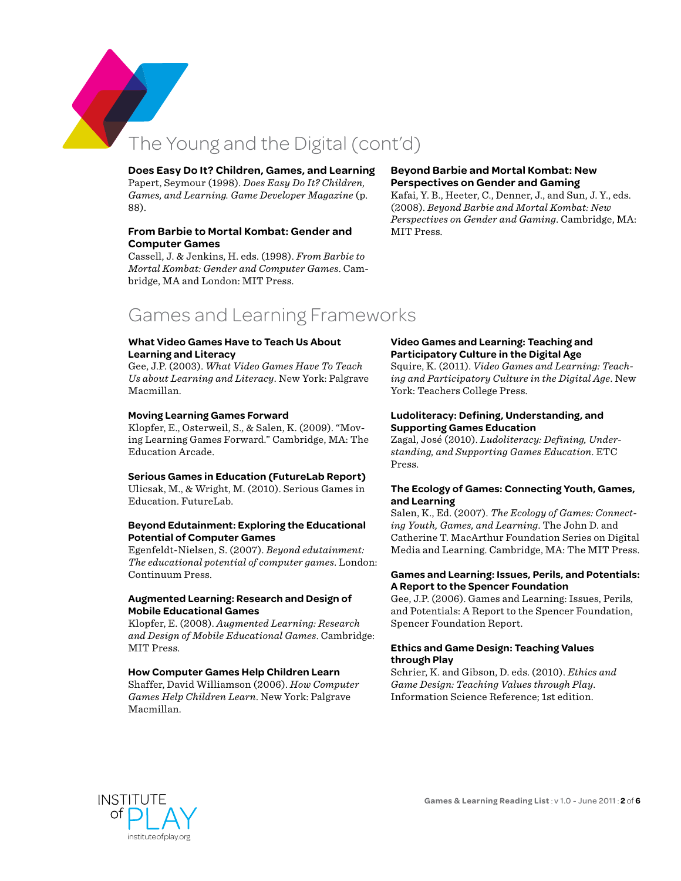# The Young and the Digital (cont'd)

**Does Easy Do It? Children, Games, and Learning**
Papert, Seymour (1998). *Does Easy Do It? Children, Games, and Learning. Game Developer Magazine* (p. 88).

**From Barbie to Mortal Kombat: Gender and Computer Games**
Cassell, J. & Jenkins, H. eds. (1998). *From Barbie to Mortal Kombat: Gender and Computer Games*. Cambridge, MA and London: MIT Press.

**Beyond Barbie and Mortal Kombat: New Perspectives on Gender and Gaming**
Kafai, Y. B., Heeter, C., Denner, J., and Sun, J. Y., eds. (2008). *Beyond Barbie and Mortal Kombat: New Perspectives on Gender and Gaming*. Cambridge, MA: MIT Press.

# Games and Learning Frameworks

**What Video Games Have to Teach Us About Learning and Literacy**
Gee, J.P. (2003). *What Video Games Have To Teach Us about Learning and Literacy*. New York: Palgrave Macmillan.

**Moving Learning Games Forward**
Klopfer, E., Osterweil, S., & Salen, K. (2009). "Moving Learning Games Forward." Cambridge, MA: The Education Arcade.

**Serious Games in Education (FutureLab Report)**
Ulicsak, M., & Wright, M. (2010). Serious Games in Education. FutureLab.

**Beyond Edutainment: Exploring the Educational Potential of Computer Games**
Egenfeldt-Nielsen, S. (2007). *Beyond edutainment: The educational potential of computer games*. London: Continuum Press.

**Augmented Learning: Research and Design of Mobile Educational Games**
Klopfer, E. (2008). *Augmented Learning: Research and Design of Mobile Educational Games*. Cambridge: MIT Press.

**How Computer Games Help Children Learn**
Shaffer, David Williamson (2006). *How Computer Games Help Children Learn*. New York: Palgrave Macmillan.

**Video Games and Learning: Teaching and Participatory Culture in the Digital Age**
Squire, K. (2011). *Video Games and Learning: Teaching and Participatory Culture in the Digital Age*. New York: Teachers College Press.

**Ludoliteracy: Defining, Understanding, and Supporting Games Education**
Zagal, José (2010). *Ludoliteracy: Defining, Understanding, and Supporting Games Education*. ETC Press.

**The Ecology of Games: Connecting Youth, Games, and Learning**
Salen, K., Ed. (2007). *The Ecology of Games: Connecting Youth, Games, and Learning*. The John D. and Catherine T. MacArthur Foundation Series on Digital Media and Learning. Cambridge, MA: The MIT Press.

**Games and Learning: Issues, Perils, and Potentials: A Report to the Spencer Foundation**
Gee, J.P. (2006). Games and Learning: Issues, Perils, and Potentials: A Report to the Spencer Foundation, Spencer Foundation Report.

**Ethics and Game Design: Teaching Values through Play**
Schrier, K. and Gibson, D. eds. (2010). *Ethics and Game Design: Teaching Values through Play*. Information Science Reference; 1st edition.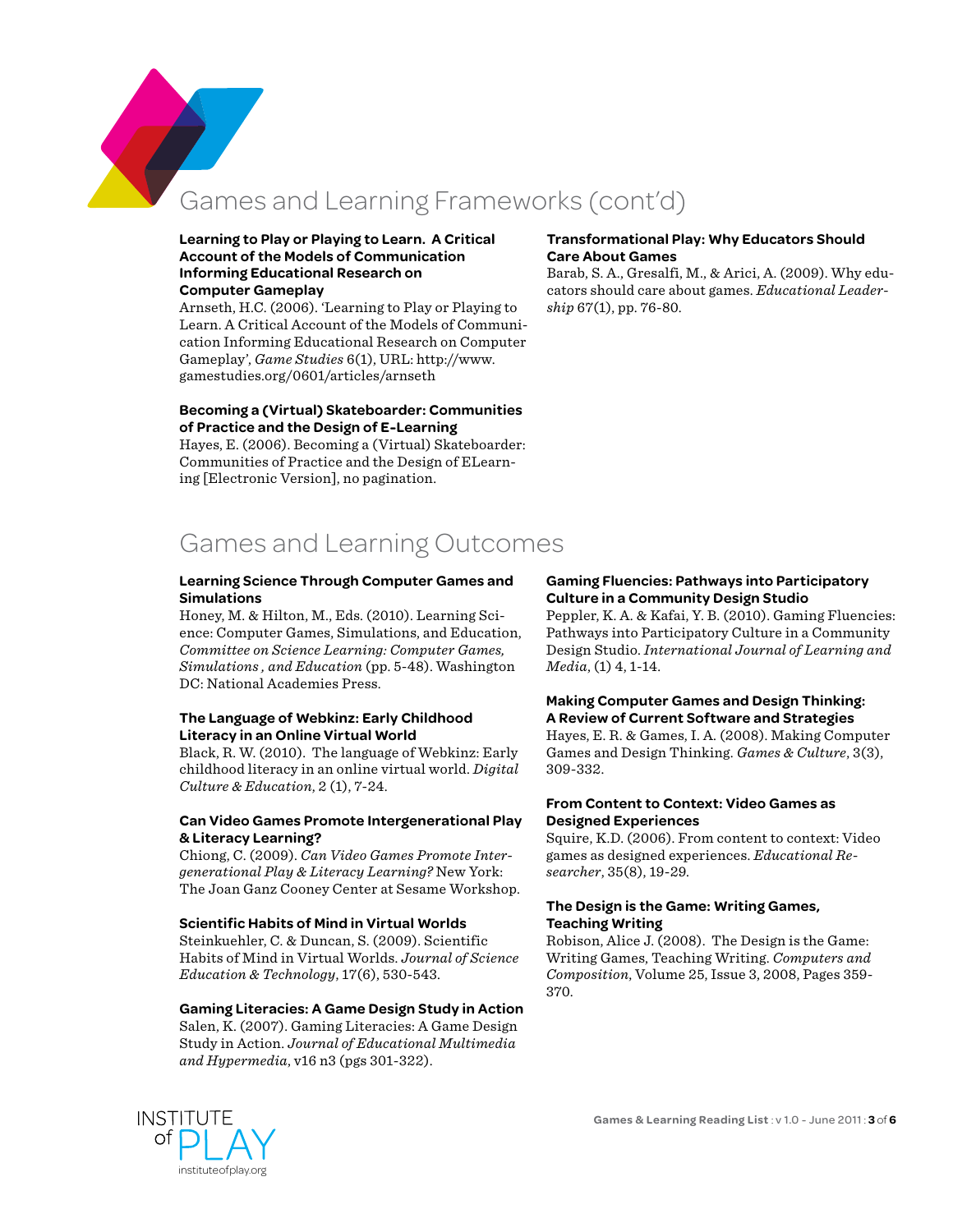# Games and Learning Frameworks (cont'd)

**Learning to Play or Playing to Learn. A Critical Account of the Models of Communication Informing Educational Research on Computer Gameplay**
Arnseth, H.C. (2006). 'Learning to Play or Playing to Learn. A Critical Account of the Models of Communication Informing Educational Research on Computer Gameplay', *Game Studies* 6(1), URL: http://www.gamestudies.org/0601/articles/arnseth

**Becoming a (Virtual) Skateboarder: Communities of Practice and the Design of E-Learning**
Hayes, E. (2006). Becoming a (Virtual) Skateboarder: Communities of Practice and the Design of ELearning [Electronic Version], no pagination.

**Transformational Play: Why Educators Should Care About Games**
Barab, S. A., Gresalfi, M., & Arici, A. (2009). Why educators should care about games. *Educational Leadership* 67(1), pp. 76-80.

# Games and Learning Outcomes

**Learning Science Through Computer Games and Simulations**
Honey, M. & Hilton, M., Eds. (2010). Learning Science: Computer Games, Simulations, and Education, *Committee on Science Learning: Computer Games, Simulations , and Education* (pp. 5-48). Washington DC: National Academies Press.

**The Language of Webkinz: Early Childhood Literacy in an Online Virtual World**
Black, R. W. (2010). The language of Webkinz: Early childhood literacy in an online virtual world. *Digital Culture & Education*, 2 (1), 7-24.

**Can Video Games Promote Intergenerational Play & Literacy Learning?**
Chiong, C. (2009). *Can Video Games Promote Intergenerational Play & Literacy Learning?* New York: The Joan Ganz Cooney Center at Sesame Workshop.

**Scientific Habits of Mind in Virtual Worlds**
Steinkuehler, C. & Duncan, S. (2009). Scientific Habits of Mind in Virtual Worlds. *Journal of Science Education & Technology*, 17(6), 530-543.

**Gaming Literacies: A Game Design Study in Action**
Salen, K. (2007). Gaming Literacies: A Game Design Study in Action. *Journal of Educational Multimedia and Hypermedia*, v16 n3 (pgs 301-322).

**Gaming Fluencies: Pathways into Participatory Culture in a Community Design Studio**
Peppler, K. A. & Kafai, Y. B. (2010). Gaming Fluencies: Pathways into Participatory Culture in a Community Design Studio. *International Journal of Learning and Media*, (1) 4, 1-14.

**Making Computer Games and Design Thinking: A Review of Current Software and Strategies**
Hayes, E. R. & Games, I. A. (2008). Making Computer Games and Design Thinking. *Games & Culture*, 3(3), 309-332.

**From Content to Context: Video Games as Designed Experiences**
Squire, K.D. (2006). From content to context: Video games as designed experiences. *Educational Researcher*, 35(8), 19-29.

**The Design is the Game: Writing Games, Teaching Writing**
Robison, Alice J. (2008). The Design is the Game: Writing Games, Teaching Writing. *Computers and Composition*, Volume 25, Issue 3, 2008, Pages 359-370.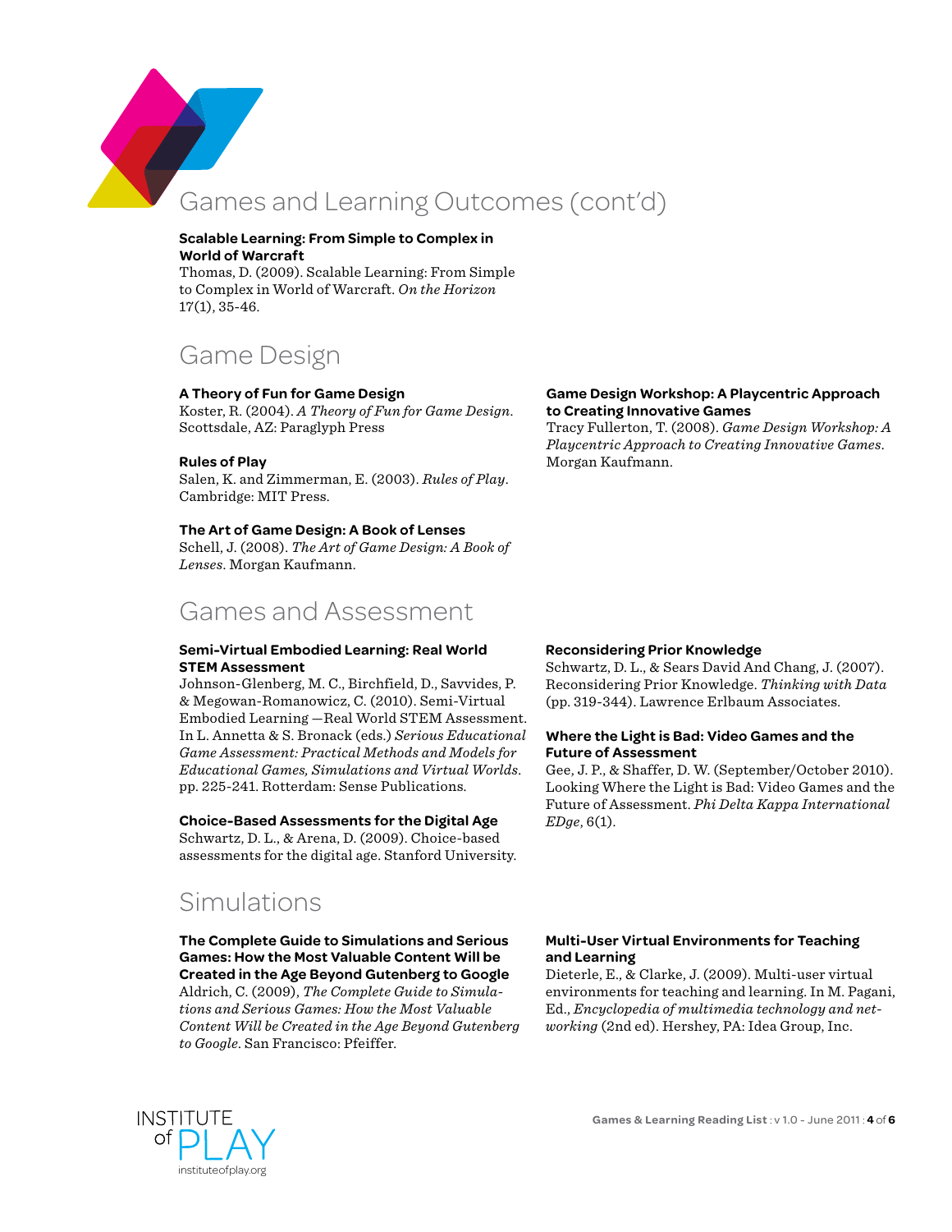# Games and Learning Outcomes (cont'd)

**Scalable Learning: From Simple to Complex in World of Warcraft**
Thomas, D. (2009). Scalable Learning: From Simple to Complex in World of Warcraft. *On the Horizon* 17(1), 35-46.

## Game Design

**A Theory of Fun for Game Design**
Koster, R. (2004). *A Theory of Fun for Game Design*. Scottsdale, AZ: Paraglyph Press

**Rules of Play**
Salen, K. and Zimmerman, E. (2003). *Rules of Play*. Cambridge: MIT Press.

**The Art of Game Design: A Book of Lenses**
Schell, J. (2008). *The Art of Game Design: A Book of Lenses*. Morgan Kaufmann.

**Game Design Workshop: A Playcentric Approach to Creating Innovative Games**
Tracy Fullerton, T. (2008). *Game Design Workshop: A Playcentric Approach to Creating Innovative Games*. Morgan Kaufmann.

## Games and Assessment

**Semi-Virtual Embodied Learning: Real World STEM Assessment**
Johnson-Glenberg, M. C., Birchfield, D., Savvides, P. & Megowan-Romanowicz, C. (2010). Semi-Virtual Embodied Learning —Real World STEM Assessment. In L. Annetta & S. Bronack (eds.) *Serious Educational Game Assessment: Practical Methods and Models for Educational Games, Simulations and Virtual Worlds*. pp. 225-241. Rotterdam: Sense Publications.

**Choice-Based Assessments for the Digital Age**
Schwartz, D. L., & Arena, D. (2009). Choice-based assessments for the digital age. Stanford University.

**Reconsidering Prior Knowledge**
Schwartz, D. L., & Sears David And Chang, J. (2007). Reconsidering Prior Knowledge. *Thinking with Data* (pp. 319-344). Lawrence Erlbaum Associates.

**Where the Light is Bad: Video Games and the Future of Assessment**
Gee, J. P., & Shaffer, D. W. (September/October 2010). Looking Where the Light is Bad: Video Games and the Future of Assessment. *Phi Delta Kappa International EDge*, 6(1).

## Simulations

**The Complete Guide to Simulations and Serious Games: How the Most Valuable Content Will be Created in the Age Beyond Gutenberg to Google**
Aldrich, C. (2009), *The Complete Guide to Simulations and Serious Games: How the Most Valuable Content Will be Created in the Age Beyond Gutenberg to Google*. San Francisco: Pfeiffer.

**Multi-User Virtual Environments for Teaching and Learning**
Dieterle, E., & Clarke, J. (2009). Multi-user virtual environments for teaching and learning. In M. Pagani, Ed., *Encyclopedia of multimedia technology and networking* (2nd ed). Hershey, PA: Idea Group, Inc.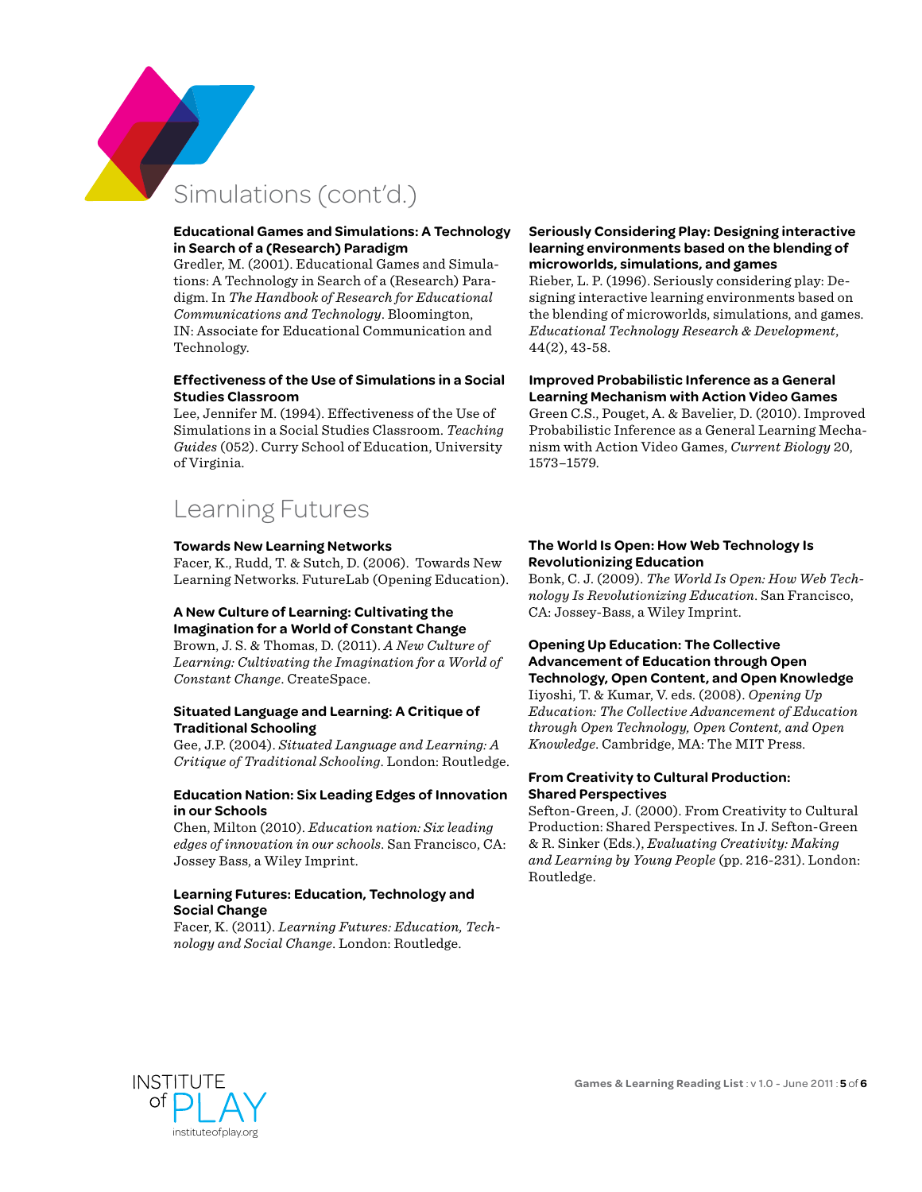## Simulations (cont'd.)

**Educational Games and Simulations: A Technology in Search of a (Research) Paradigm**
Gredler, M. (2001). Educational Games and Simulations: A Technology in Search of a (Research) Paradigm. In *The Handbook of Research for Educational Communications and Technology*. Bloomington, IN: Associate for Educational Communication and Technology.

**Effectiveness of the Use of Simulations in a Social Studies Classroom**
Lee, Jennifer M. (1994). Effectiveness of the Use of Simulations in a Social Studies Classroom. *Teaching Guides* (052). Curry School of Education, University of Virginia.

**Seriously Considering Play: Designing interactive learning environments based on the blending of microworlds, simulations, and games**
Rieber, L. P. (1996). Seriously considering play: Designing interactive learning environments based on the blending of microworlds, simulations, and games. *Educational Technology Research & Development*, 44(2), 43-58.

**Improved Probabilistic Inference as a General Learning Mechanism with Action Video Games**
Green C.S., Pouget, A. & Bavelier, D. (2010). Improved Probabilistic Inference as a General Learning Mechanism with Action Video Games, *Current Biology* 20, 1573–1579.

## Learning Futures

**Towards New Learning Networks**
Facer, K., Rudd, T. & Sutch, D. (2006). Towards New Learning Networks. FutureLab (Opening Education).

**A New Culture of Learning: Cultivating the Imagination for a World of Constant Change**
Brown, J. S. & Thomas, D. (2011). *A New Culture of Learning: Cultivating the Imagination for a World of Constant Change*. CreateSpace.

**Situated Language and Learning: A Critique of Traditional Schooling**
Gee, J.P. (2004). *Situated Language and Learning: A Critique of Traditional Schooling*. London: Routledge.

**Education Nation: Six Leading Edges of Innovation in our Schools**
Chen, Milton (2010). *Education nation: Six leading edges of innovation in our schools*. San Francisco, CA: Jossey Bass, a Wiley Imprint.

**Learning Futures: Education, Technology and Social Change**
Facer, K. (2011). *Learning Futures: Education, Technology and Social Change*. London: Routledge.

**The World Is Open: How Web Technology Is Revolutionizing Education**
Bonk, C. J. (2009). *The World Is Open: How Web Technology Is Revolutionizing Education*. San Francisco, CA: Jossey-Bass, a Wiley Imprint.

**Opening Up Education: The Collective Advancement of Education through Open Technology, Open Content, and Open Knowledge**
Iiyoshi, T. & Kumar, V. eds. (2008). *Opening Up Education: The Collective Advancement of Education through Open Technology, Open Content, and Open Knowledge*. Cambridge, MA: The MIT Press.

**From Creativity to Cultural Production: Shared Perspectives**
Sefton-Green, J. (2000). From Creativity to Cultural Production: Shared Perspectives. In J. Sefton-Green & R. Sinker (Eds.), *Evaluating Creativity: Making and Learning by Young People* (pp. 216-231). London: Routledge.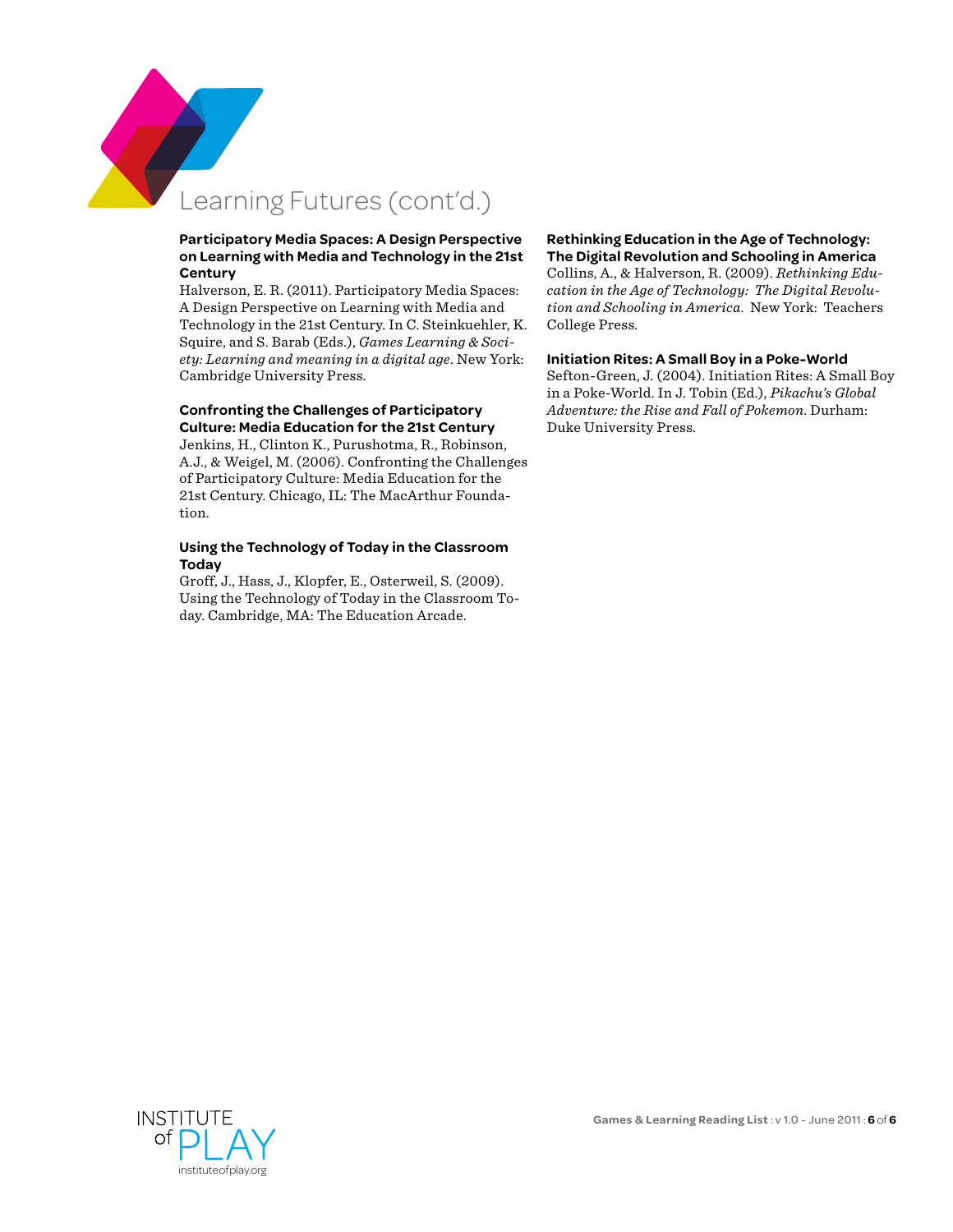# Learning Futures (cont'd.)

**Participatory Media Spaces: A Design Perspective on Learning with Media and Technology in the 21st Century**
Halverson, E. R. (2011). Participatory Media Spaces: A Design Perspective on Learning with Media and Technology in the 21st Century. In C. Steinkuehler, K. Squire, and S. Barab (Eds.), *Games Learning & Society: Learning and meaning in a digital age*. New York: Cambridge University Press.

**Confronting the Challenges of Participatory Culture: Media Education for the 21st Century**
Jenkins, H., Clinton K., Purushotma, R., Robinson, A.J., & Weigel, M. (2006). Confronting the Challenges of Participatory Culture: Media Education for the 21st Century. Chicago, IL: The MacArthur Foundation.

**Using the Technology of Today in the Classroom Today**
Groff, J., Hass, J., Klopfer, E., Osterweil, S. (2009). Using the Technology of Today in the Classroom Today. Cambridge, MA: The Education Arcade.

**Rethinking Education in the Age of Technology: The Digital Revolution and Schooling in America**
Collins, A., & Halverson, R. (2009). *Rethinking Education in the Age of Technology: The Digital Revolution and Schooling in America*. New York: Teachers College Press.

**Initiation Rites: A Small Boy in a Poke-World**
Sefton-Green, J. (2004). Initiation Rites: A Small Boy in a Poke-World. In J. Tobin (Ed.), *Pikachu's Global Adventure: the Rise and Fall of Pokemon*. Durham: Duke University Press.